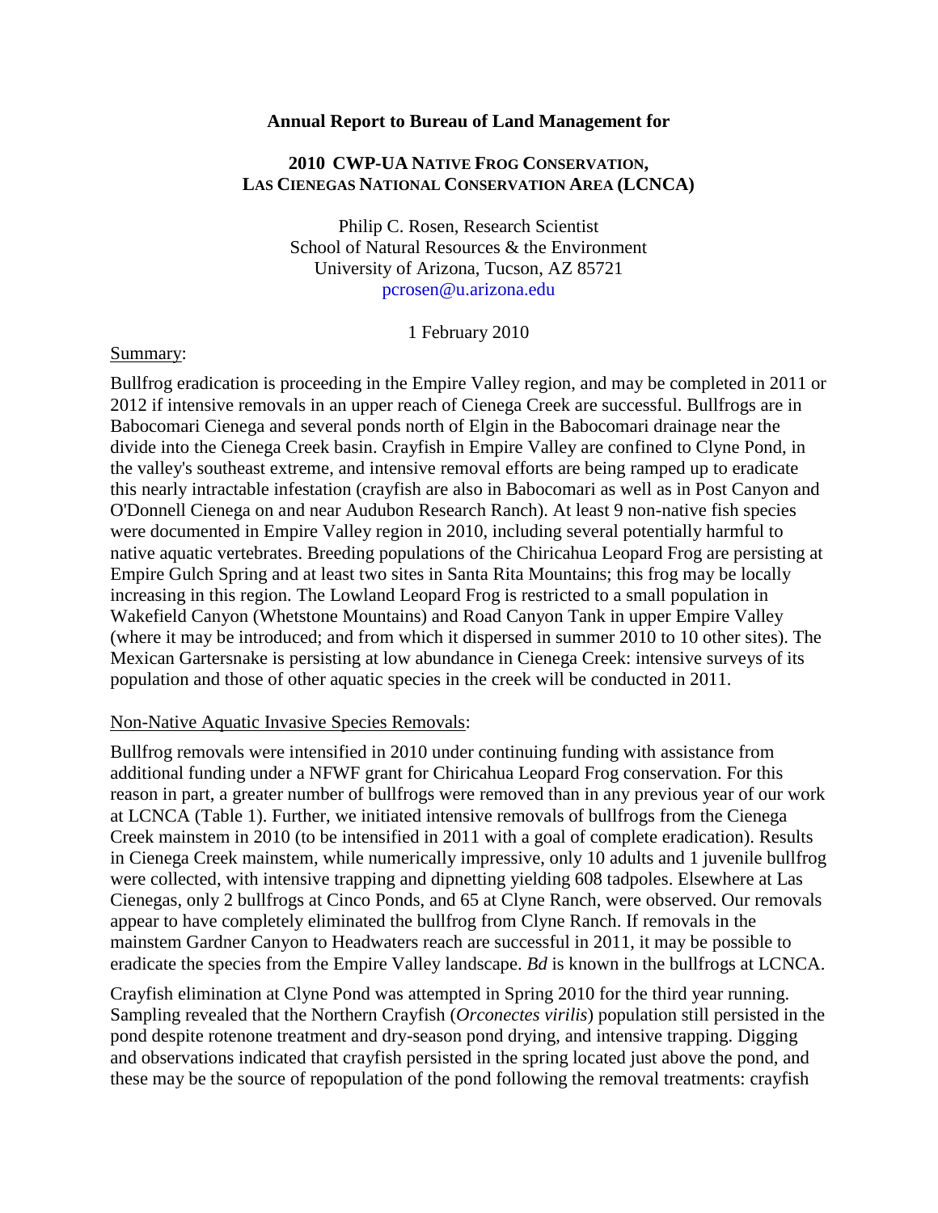**Annual Report to Bureau of Land Management for**

**2010 CWP-UA NATIVE FROG CONSERVATION, LAS CIENEGAS NATIONAL CONSERVATION AREA (LCNCA)**

Philip C. Rosen, Research Scientist
School of Natural Resources & the Environment
University of Arizona, Tucson, AZ 85721
pcrosen@u.arizona.edu

1 February 2010

Summary:

Bullfrog eradication is proceeding in the Empire Valley region, and may be completed in 2011 or 2012 if intensive removals in an upper reach of Cienega Creek are successful. Bullfrogs are in Babocomari Cienega and several ponds north of Elgin in the Babocomari drainage near the divide into the Cienega Creek basin. Crayfish in Empire Valley are confined to Clyne Pond, in the valley's southeast extreme, and intensive removal efforts are being ramped up to eradicate this nearly intractable infestation (crayfish are also in Babocomari as well as in Post Canyon and O'Donnell Cienega on and near Audubon Research Ranch). At least 9 non-native fish species were documented in Empire Valley region in 2010, including several potentially harmful to native aquatic vertebrates. Breeding populations of the Chiricahua Leopard Frog are persisting at Empire Gulch Spring and at least two sites in Santa Rita Mountains; this frog may be locally increasing in this region. The Lowland Leopard Frog is restricted to a small population in Wakefield Canyon (Whetstone Mountains) and Road Canyon Tank in upper Empire Valley (where it may be introduced; and from which it dispersed in summer 2010 to 10 other sites). The Mexican Gartersnake is persisting at low abundance in Cienega Creek: intensive surveys of its population and those of other aquatic species in the creek will be conducted in 2011.

Non-Native Aquatic Invasive Species Removals:

Bullfrog removals were intensified in 2010 under continuing funding with assistance from additional funding under a NFWF grant for Chiricahua Leopard Frog conservation. For this reason in part, a greater number of bullfrogs were removed than in any previous year of our work at LCNCA (Table 1). Further, we initiated intensive removals of bullfrogs from the Cienega Creek mainstem in 2010 (to be intensified in 2011 with a goal of complete eradication). Results in Cienega Creek mainstem, while numerically impressive, only 10 adults and 1 juvenile bullfrog were collected, with intensive trapping and dipnetting yielding 608 tadpoles. Elsewhere at Las Cienegas, only 2 bullfrogs at Cinco Ponds, and 65 at Clyne Ranch, were observed. Our removals appear to have completely eliminated the bullfrog from Clyne Ranch. If removals in the mainstem Gardner Canyon to Headwaters reach are successful in 2011, it may be possible to eradicate the species from the Empire Valley landscape. *Bd* is known in the bullfrogs at LCNCA.

Crayfish elimination at Clyne Pond was attempted in Spring 2010 for the third year running. Sampling revealed that the Northern Crayfish (*Orconectes virilis*) population still persisted in the pond despite rotenone treatment and dry-season pond drying, and intensive trapping. Digging and observations indicated that crayfish persisted in the spring located just above the pond, and these may be the source of repopulation of the pond following the removal treatments: crayfish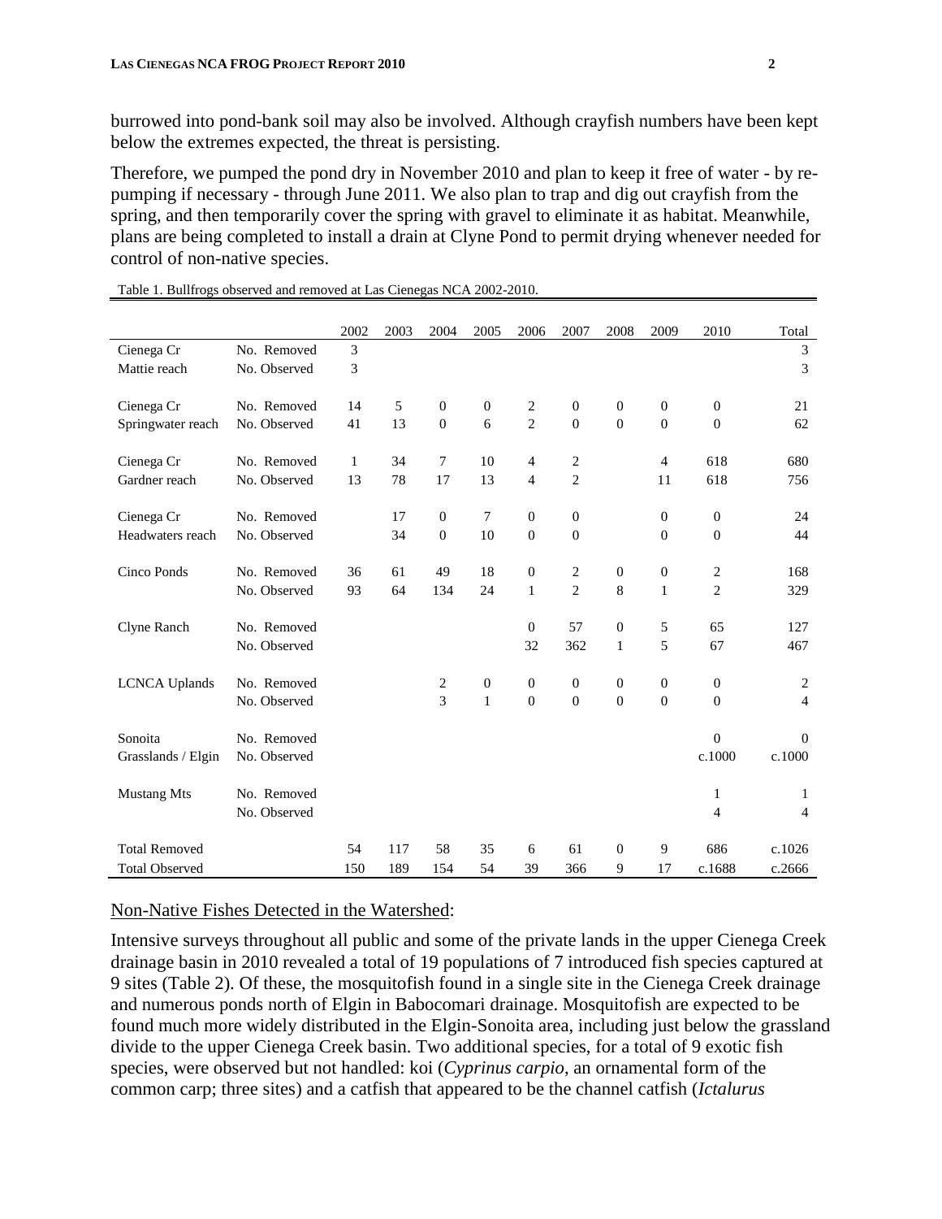burrowed into pond-bank soil may also be involved. Although crayfish numbers have been kept below the extremes expected, the threat is persisting.

Therefore, we pumped the pond dry in November 2010 and plan to keep it free of water - by re-pumping if necessary - through June 2011. We also plan to trap and dig out crayfish from the spring, and then temporarily cover the spring with gravel to eliminate it as habitat. Meanwhile, plans are being completed to install a drain at Clyne Pond to permit drying whenever needed for control of non-native species.

Table 1. Bullfrogs observed and removed at Las Cienegas NCA 2002-2010.

| | | 2002 | 2003 | 2004 | 2005 | 2006 | 2007 | 2008 | 2009 | 2010 | Total |
|---|---|---|---|---|---|---|---|---|---|---|---|
| Cienega Cr | No. Removed | 3 | | | | | | | | | 3 |
| Mattie reach | No. Observed | 3 | | | | | | | | | 3 |
| Cienega Cr | No. Removed | 14 | 5 | 0 | 0 | 2 | 0 | 0 | 0 | 0 | 21 |
| Springwater reach | No. Observed | 41 | 13 | 0 | 6 | 2 | 0 | 0 | 0 | 0 | 62 |
| Cienega Cr | No. Removed | 1 | 34 | 7 | 10 | 4 | 2 | | 4 | 618 | 680 |
| Gardner reach | No. Observed | 13 | 78 | 17 | 13 | 4 | 2 | | 11 | 618 | 756 |
| Cienega Cr | No. Removed | | 17 | 0 | 7 | 0 | 0 | | 0 | 0 | 24 |
| Headwaters reach | No. Observed | | 34 | 0 | 10 | 0 | 0 | | 0 | 0 | 44 |
| Cinco Ponds | No. Removed | 36 | 61 | 49 | 18 | 0 | 2 | 0 | 0 | 2 | 168 |
| | No. Observed | 93 | 64 | 134 | 24 | 1 | 2 | 8 | 1 | 2 | 329 |
| Clyne Ranch | No. Removed | | | | | 0 | 57 | 0 | 5 | 65 | 127 |
| | No. Observed | | | | | 32 | 362 | 1 | 5 | 67 | 467 |
| LCNCA Uplands | No. Removed | | | 2 | 0 | 0 | 0 | 0 | 0 | 0 | 2 |
| | No. Observed | | | 3 | 1 | 0 | 0 | 0 | 0 | 0 | 4 |
| Sonoita | No. Removed | | | | | | | | | 0 | 0 |
| Grasslands / Elgin | No. Observed | | | | | | | | | c.1000 | c.1000 |
| Mustang Mts | No. Removed | | | | | | | | | 1 | 1 |
| | No. Observed | | | | | | | | | 4 | 4 |
| Total Removed | | 54 | 117 | 58 | 35 | 6 | 61 | 0 | 9 | 686 | c.1026 |
| Total Observed | | 150 | 189 | 154 | 54 | 39 | 366 | 9 | 17 | c.1688 | c.2666 |

Non-Native Fishes Detected in the Watershed:

Intensive surveys throughout all public and some of the private lands in the upper Cienega Creek drainage basin in 2010 revealed a total of 19 populations of 7 introduced fish species captured at 9 sites (Table 2). Of these, the mosquitofish found in a single site in the Cienega Creek drainage and numerous ponds north of Elgin in Babocomari drainage. Mosquitofish are expected to be found much more widely distributed in the Elgin-Sonoita area, including just below the grassland divide to the upper Cienega Creek basin. Two additional species, for a total of 9 exotic fish species, were observed but not handled: koi (*Cyprinus carpio*, an ornamental form of the common carp; three sites) and a catfish that appeared to be the channel catfish (*Ictalurus*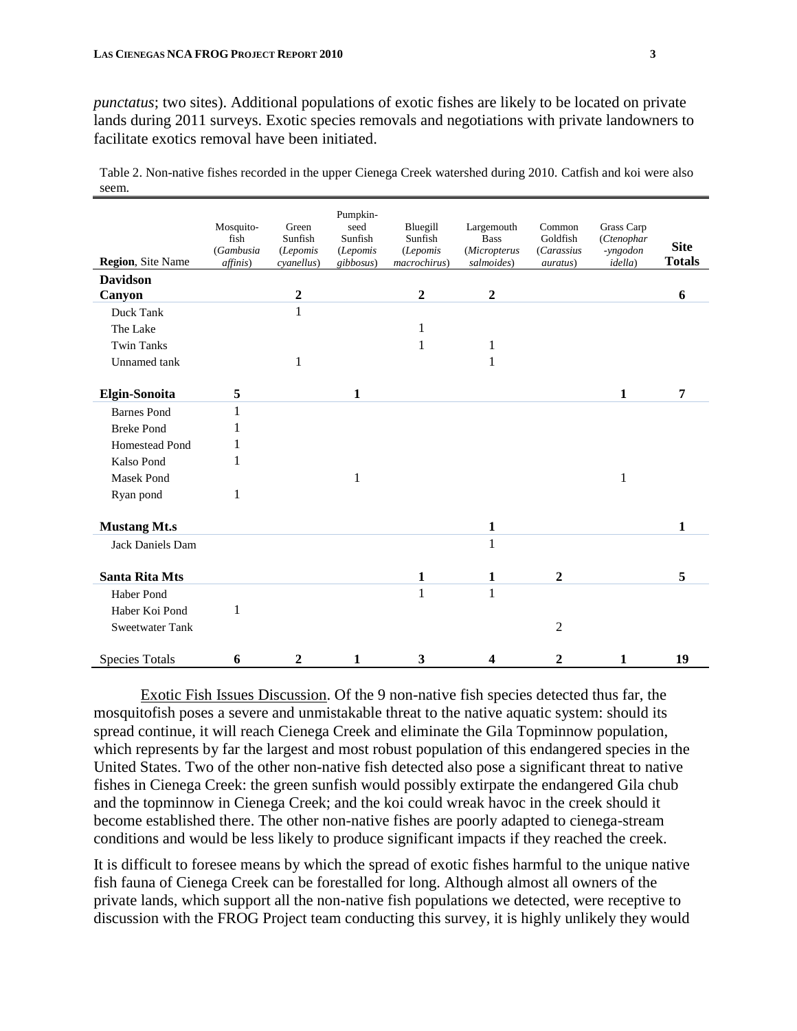*punctatus*; two sites). Additional populations of exotic fishes are likely to be located on private lands during 2011 surveys. Exotic species removals and negotiations with private landowners to facilitate exotics removal have been initiated.

Table 2. Non-native fishes recorded in the upper Cienega Creek watershed during 2010. Catfish and koi were also seem.

| **Region**, Site Name | Mosquito-fish (*Gambusia affinis*) | Green Sunfish (*Lepomis cyanellus*) | Pumpkin-seed Sunfish (*Lepomis gibbosus*) | Bluegill Sunfish (*Lepomis macrochirus*) | Largemouth Bass (*Micropterus salmoides*) | Common Goldfish (*Carassius auratus*) | Grass Carp (*Ctenophar-yngodon idella*) | **Site Totals** |
|---|---|---|---|---|---|---|---|---|
| **Davidson Canyon** | | **2** | | **2** | **2** | | | **6** |
| Duck Tank | | 1 | | | | | | |
| The Lake | | | | 1 | | | | |
| Twin Tanks | | | | 1 | 1 | | | |
| Unnamed tank | | 1 | | | 1 | | | |
| **Elgin-Sonoita** | **5** | | **1** | | | | **1** | **7** |
| Barnes Pond | 1 | | | | | | | |
| Breke Pond | 1 | | | | | | | |
| Homestead Pond | 1 | | | | | | | |
| Kalso Pond | 1 | | | | | | | |
| Masek Pond | | | 1 | | | | 1 | |
| Ryan pond | 1 | | | | | | | |
| **Mustang Mt.s** | | | | | **1** | | | **1** |
| Jack Daniels Dam | | | | | 1 | | | |
| **Santa Rita Mts** | | | | **1** | **1** | **2** | | **5** |
| Haber Pond | | | | 1 | 1 | | | |
| Haber Koi Pond | 1 | | | | | | | |
| Sweetwater Tank | | | | | | 2 | | |
| Species Totals | **6** | **2** | **1** | **3** | **4** | **2** | **1** | **19** |

Exotic Fish Issues Discussion. Of the 9 non-native fish species detected thus far, the mosquitofish poses a severe and unmistakable threat to the native aquatic system: should its spread continue, it will reach Cienega Creek and eliminate the Gila Topminnow population, which represents by far the largest and most robust population of this endangered species in the United States. Two of the other non-native fish detected also pose a significant threat to native fishes in Cienega Creek: the green sunfish would possibly extirpate the endangered Gila chub and the topminnow in Cienega Creek; and the koi could wreak havoc in the creek should it become established there. The other non-native fishes are poorly adapted to cienega-stream conditions and would be less likely to produce significant impacts if they reached the creek.

It is difficult to foresee means by which the spread of exotic fishes harmful to the unique native fish fauna of Cienega Creek can be forestalled for long. Although almost all owners of the private lands, which support all the non-native fish populations we detected, were receptive to discussion with the FROG Project team conducting this survey, it is highly unlikely they would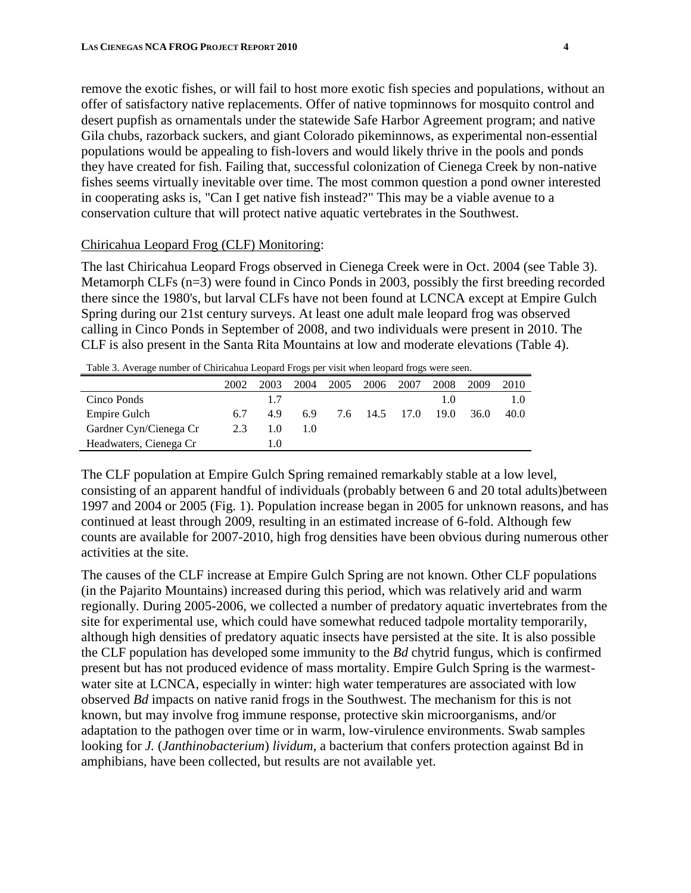remove the exotic fishes, or will fail to host more exotic fish species and populations, without an offer of satisfactory native replacements. Offer of native topminnows for mosquito control and desert pupfish as ornamentals under the statewide Safe Harbor Agreement program; and native Gila chubs, razorback suckers, and giant Colorado pikeminnows, as experimental non-essential populations would be appealing to fish-lovers and would likely thrive in the pools and ponds they have created for fish. Failing that, successful colonization of Cienega Creek by non-native fishes seems virtually inevitable over time. The most common question a pond owner interested in cooperating asks is, "Can I get native fish instead?" This may be a viable avenue to a conservation culture that will protect native aquatic vertebrates in the Southwest.

Chiricahua Leopard Frog (CLF) Monitoring:

The last Chiricahua Leopard Frogs observed in Cienega Creek were in Oct. 2004 (see Table 3). Metamorph CLFs (n=3) were found in Cinco Ponds in 2003, possibly the first breeding recorded there since the 1980's, but larval CLFs have not been found at LCNCA except at Empire Gulch Spring during our 21st century surveys. At least one adult male leopard frog was observed calling in Cinco Ponds in September of 2008, and two individuals were present in 2010. The CLF is also present in the Santa Rita Mountains at low and moderate elevations (Table 4).

Table 3. Average number of Chiricahua Leopard Frogs per visit when leopard frogs were seen.

| | 2002 | 2003 | 2004 | 2005 | 2006 | 2007 | 2008 | 2009 | 2010 |
|---|---|---|---|---|---|---|---|---|---|
| Cinco Ponds | | 1.7 | | | | | 1.0 | | 1.0 |
| Empire Gulch | 6.7 | 4.9 | 6.9 | 7.6 | 14.5 | 17.0 | 19.0 | 36.0 | 40.0 |
| Gardner Cyn/Cienega Cr | 2.3 | 1.0 | 1.0 | | | | | | |
| Headwaters, Cienega Cr | | 1.0 | | | | | | | |

The CLF population at Empire Gulch Spring remained remarkably stable at a low level, consisting of an apparent handful of individuals (probably between 6 and 20 total adults)between 1997 and 2004 or 2005 (Fig. 1). Population increase began in 2005 for unknown reasons, and has continued at least through 2009, resulting in an estimated increase of 6-fold. Although few counts are available for 2007-2010, high frog densities have been obvious during numerous other activities at the site.

The causes of the CLF increase at Empire Gulch Spring are not known. Other CLF populations (in the Pajarito Mountains) increased during this period, which was relatively arid and warm regionally. During 2005-2006, we collected a number of predatory aquatic invertebrates from the site for experimental use, which could have somewhat reduced tadpole mortality temporarily, although high densities of predatory aquatic insects have persisted at the site. It is also possible the CLF population has developed some immunity to the *Bd* chytrid fungus, which is confirmed present but has not produced evidence of mass mortality. Empire Gulch Spring is the warmest-water site at LCNCA, especially in winter: high water temperatures are associated with low observed *Bd* impacts on native ranid frogs in the Southwest. The mechanism for this is not known, but may involve frog immune response, protective skin microorganisms, and/or adaptation to the pathogen over time or in warm, low-virulence environments. Swab samples looking for *J.* (*Janthinobacterium*) *lividum*, a bacterium that confers protection against Bd in amphibians, have been collected, but results are not available yet.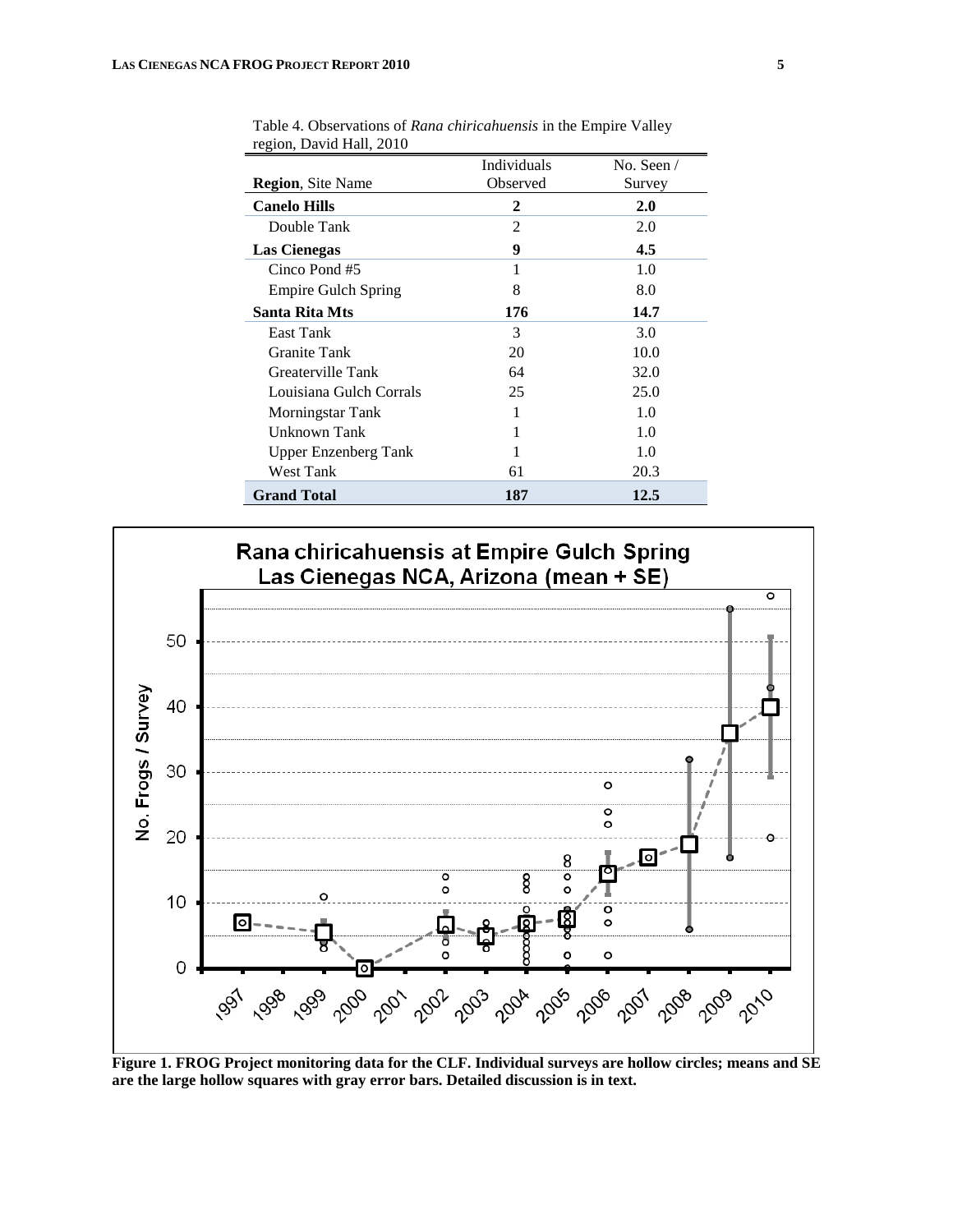Table 4. Observations of *Rana chiricahuensis* in the Empire Valley region, David Hall, 2010

| **Region**, Site Name | Individuals Observed | No. Seen / Survey |
|---|---|---|
| **Canelo Hills** | **2** | **2.0** |
| Double Tank | 2 | 2.0 |
| **Las Cienegas** | **9** | **4.5** |
| Cinco Pond #5 | 1 | 1.0 |
| Empire Gulch Spring | 8 | 8.0 |
| **Santa Rita Mts** | **176** | **14.7** |
| East Tank | 3 | 3.0 |
| Granite Tank | 20 | 10.0 |
| Greaterville Tank | 64 | 32.0 |
| Louisiana Gulch Corrals | 25 | 25.0 |
| Morningstar Tank | 1 | 1.0 |
| Unknown Tank | 1 | 1.0 |
| Upper Enzenberg Tank | 1 | 1.0 |
| West Tank | 61 | 20.3 |
| **Grand Total** | **187** | **12.5** |

**Figure 1. FROG Project monitoring data for the CLF. Individual surveys are hollow circles; means and SE are the large hollow squares with gray error bars. Detailed discussion is in text.**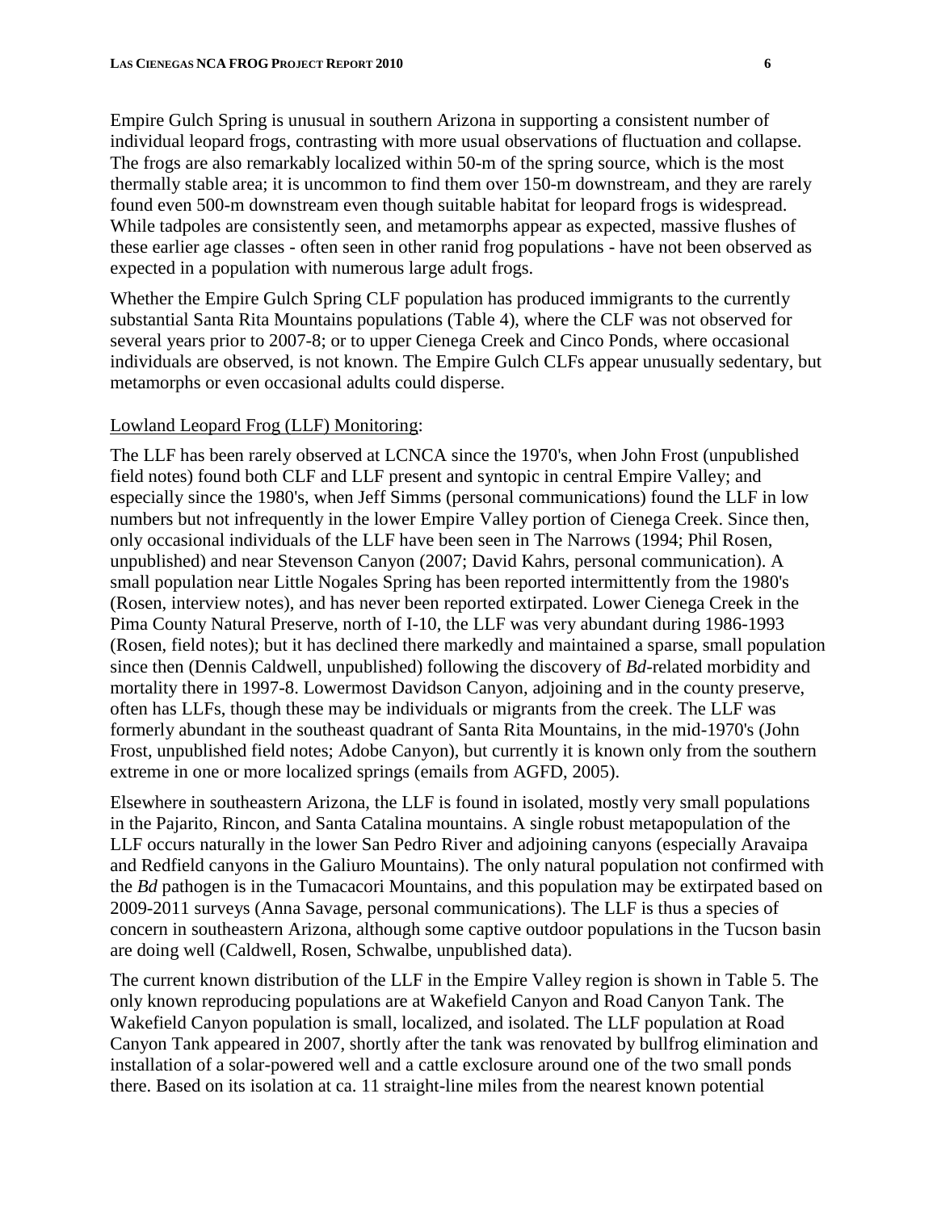Empire Gulch Spring is unusual in southern Arizona in supporting a consistent number of individual leopard frogs, contrasting with more usual observations of fluctuation and collapse. The frogs are also remarkably localized within 50-m of the spring source, which is the most thermally stable area; it is uncommon to find them over 150-m downstream, and they are rarely found even 500-m downstream even though suitable habitat for leopard frogs is widespread. While tadpoles are consistently seen, and metamorphs appear as expected, massive flushes of these earlier age classes - often seen in other ranid frog populations - have not been observed as expected in a population with numerous large adult frogs.

Whether the Empire Gulch Spring CLF population has produced immigrants to the currently substantial Santa Rita Mountains populations (Table 4), where the CLF was not observed for several years prior to 2007-8; or to upper Cienega Creek and Cinco Ponds, where occasional individuals are observed, is not known. The Empire Gulch CLFs appear unusually sedentary, but metamorphs or even occasional adults could disperse.

Lowland Leopard Frog (LLF) Monitoring:

The LLF has been rarely observed at LCNCA since the 1970's, when John Frost (unpublished field notes) found both CLF and LLF present and syntopic in central Empire Valley; and especially since the 1980's, when Jeff Simms (personal communications) found the LLF in low numbers but not infrequently in the lower Empire Valley portion of Cienega Creek. Since then, only occasional individuals of the LLF have been seen in The Narrows (1994; Phil Rosen, unpublished) and near Stevenson Canyon (2007; David Kahrs, personal communication). A small population near Little Nogales Spring has been reported intermittently from the 1980's (Rosen, interview notes), and has never been reported extirpated. Lower Cienega Creek in the Pima County Natural Preserve, north of I-10, the LLF was very abundant during 1986-1993 (Rosen, field notes); but it has declined there markedly and maintained a sparse, small population since then (Dennis Caldwell, unpublished) following the discovery of *Bd*-related morbidity and mortality there in 1997-8. Lowermost Davidson Canyon, adjoining and in the county preserve, often has LLFs, though these may be individuals or migrants from the creek. The LLF was formerly abundant in the southeast quadrant of Santa Rita Mountains, in the mid-1970's (John Frost, unpublished field notes; Adobe Canyon), but currently it is known only from the southern extreme in one or more localized springs (emails from AGFD, 2005).

Elsewhere in southeastern Arizona, the LLF is found in isolated, mostly very small populations in the Pajarito, Rincon, and Santa Catalina mountains. A single robust metapopulation of the LLF occurs naturally in the lower San Pedro River and adjoining canyons (especially Aravaipa and Redfield canyons in the Galiuro Mountains). The only natural population not confirmed with the *Bd* pathogen is in the Tumacacori Mountains, and this population may be extirpated based on 2009-2011 surveys (Anna Savage, personal communications). The LLF is thus a species of concern in southeastern Arizona, although some captive outdoor populations in the Tucson basin are doing well (Caldwell, Rosen, Schwalbe, unpublished data).

The current known distribution of the LLF in the Empire Valley region is shown in Table 5. The only known reproducing populations are at Wakefield Canyon and Road Canyon Tank. The Wakefield Canyon population is small, localized, and isolated. The LLF population at Road Canyon Tank appeared in 2007, shortly after the tank was renovated by bullfrog elimination and installation of a solar-powered well and a cattle exclosure around one of the two small ponds there. Based on its isolation at ca. 11 straight-line miles from the nearest known potential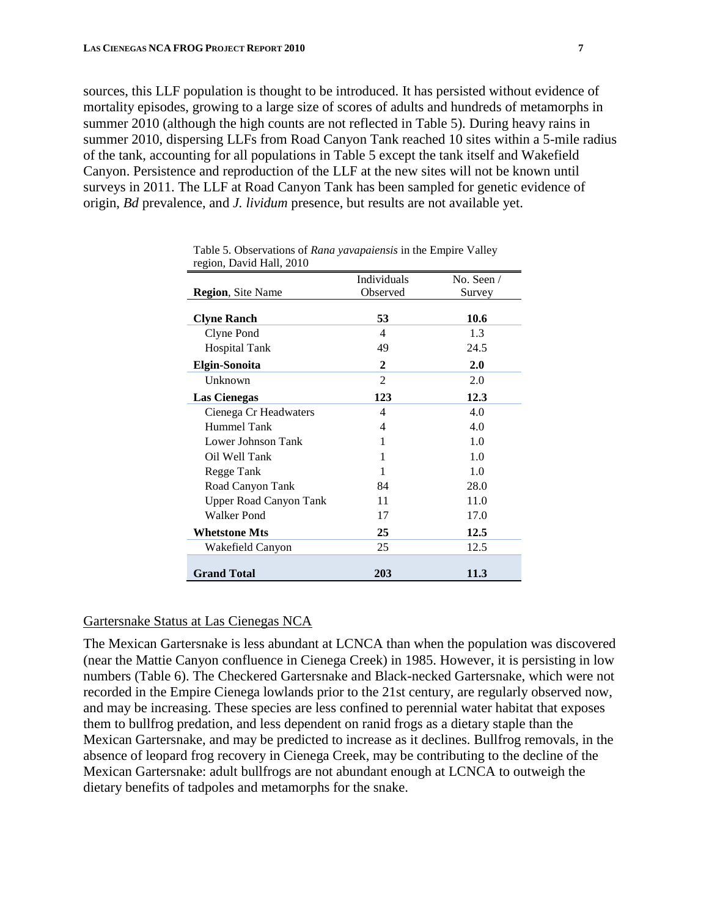sources, this LLF population is thought to be introduced. It has persisted without evidence of mortality episodes, growing to a large size of scores of adults and hundreds of metamorphs in summer 2010 (although the high counts are not reflected in Table 5). During heavy rains in summer 2010, dispersing LLFs from Road Canyon Tank reached 10 sites within a 5-mile radius of the tank, accounting for all populations in Table 5 except the tank itself and Wakefield Canyon. Persistence and reproduction of the LLF at the new sites will not be known until surveys in 2011. The LLF at Road Canyon Tank has been sampled for genetic evidence of origin, *Bd* prevalence, and *J. lividum* presence, but results are not available yet.

Table 5. Observations of *Rana yavapaiensis* in the Empire Valley region, David Hall, 2010

| **Region**, Site Name | Individuals Observed | No. Seen / Survey |
|---|---|---|
| **Clyne Ranch** | **53** | **10.6** |
| Clyne Pond | 4 | 1.3 |
| Hospital Tank | 49 | 24.5 |
| **Elgin-Sonoita** | **2** | **2.0** |
| Unknown | 2 | 2.0 |
| **Las Cienegas** | **123** | **12.3** |
| Cienega Cr Headwaters | 4 | 4.0 |
| Hummel Tank | 4 | 4.0 |
| Lower Johnson Tank | 1 | 1.0 |
| Oil Well Tank | 1 | 1.0 |
| Regge Tank | 1 | 1.0 |
| Road Canyon Tank | 84 | 28.0 |
| Upper Road Canyon Tank | 11 | 11.0 |
| Walker Pond | 17 | 17.0 |
| **Whetstone Mts** | **25** | **12.5** |
| Wakefield Canyon | 25 | 12.5 |
| **Grand Total** | **203** | **11.3** |

Gartersnake Status at Las Cienegas NCA

The Mexican Gartersnake is less abundant at LCNCA than when the population was discovered (near the Mattie Canyon confluence in Cienega Creek) in 1985. However, it is persisting in low numbers (Table 6). The Checkered Gartersnake and Black-necked Gartersnake, which were not recorded in the Empire Cienega lowlands prior to the 21st century, are regularly observed now, and may be increasing. These species are less confined to perennial water habitat that exposes them to bullfrog predation, and less dependent on ranid frogs as a dietary staple than the Mexican Gartersnake, and may be predicted to increase as it declines. Bullfrog removals, in the absence of leopard frog recovery in Cienega Creek, may be contributing to the decline of the Mexican Gartersnake: adult bullfrogs are not abundant enough at LCNCA to outweigh the dietary benefits of tadpoles and metamorphs for the snake.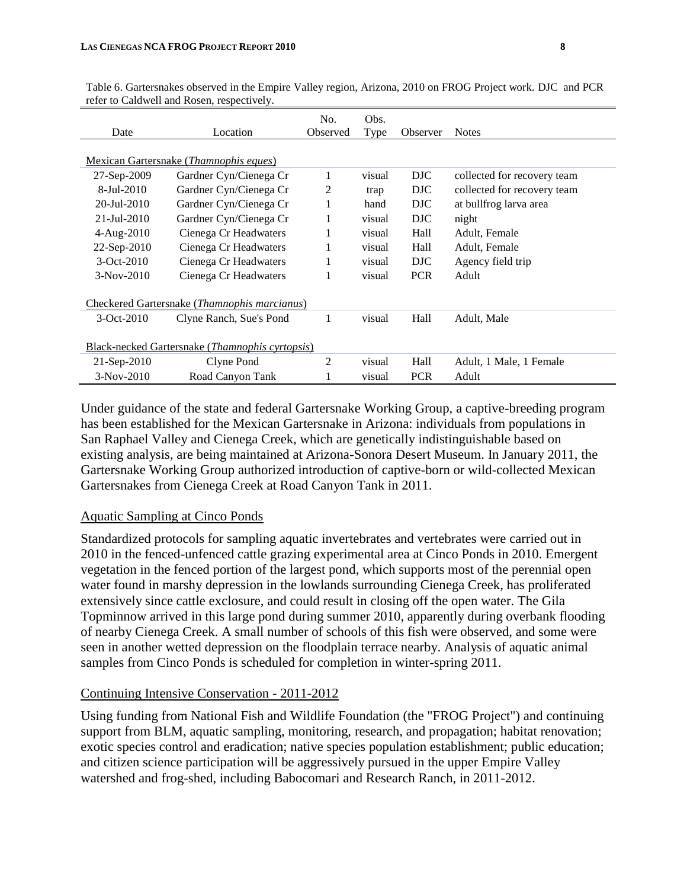Table 6. Gartersnakes observed in the Empire Valley region, Arizona, 2010 on FROG Project work. DJC and PCR refer to Caldwell and Rosen, respectively.

| Date | Location | No. Observed | Obs. Type | Observer | Notes |
|---|---|---|---|---|---|
| Mexican Gartersnake (*Thamnophis eques*) | | | | | |
| 27-Sep-2009 | Gardner Cyn/Cienega Cr | 1 | visual | DJC | collected for recovery team |
| 8-Jul-2010 | Gardner Cyn/Cienega Cr | 2 | trap | DJC | collected for recovery team |
| 20-Jul-2010 | Gardner Cyn/Cienega Cr | 1 | hand | DJC | at bullfrog larva area |
| 21-Jul-2010 | Gardner Cyn/Cienega Cr | 1 | visual | DJC | night |
| 4-Aug-2010 | Cienega Cr Headwaters | 1 | visual | Hall | Adult, Female |
| 22-Sep-2010 | Cienega Cr Headwaters | 1 | visual | Hall | Adult, Female |
| 3-Oct-2010 | Cienega Cr Headwaters | 1 | visual | DJC | Agency field trip |
| 3-Nov-2010 | Cienega Cr Headwaters | 1 | visual | PCR | Adult |
| Checkered Gartersnake (*Thamnophis marcianus*) | | | | | |
| 3-Oct-2010 | Clyne Ranch, Sue's Pond | 1 | visual | Hall | Adult, Male |
| Black-necked Gartersnake (*Thamnophis cyrtopsis*) | | | | | |
| 21-Sep-2010 | Clyne Pond | 2 | visual | Hall | Adult, 1 Male, 1 Female |
| 3-Nov-2010 | Road Canyon Tank | 1 | visual | PCR | Adult |

Under guidance of the state and federal Gartersnake Working Group, a captive-breeding program has been established for the Mexican Gartersnake in Arizona: individuals from populations in San Raphael Valley and Cienega Creek, which are genetically indistinguishable based on existing analysis, are being maintained at Arizona-Sonora Desert Museum. In January 2011, the Gartersnake Working Group authorized introduction of captive-born or wild-collected Mexican Gartersnakes from Cienega Creek at Road Canyon Tank in 2011.

## Aquatic Sampling at Cinco Ponds

Standardized protocols for sampling aquatic invertebrates and vertebrates were carried out in 2010 in the fenced-unfenced cattle grazing experimental area at Cinco Ponds in 2010. Emergent vegetation in the fenced portion of the largest pond, which supports most of the perennial open water found in marshy depression in the lowlands surrounding Cienega Creek, has proliferated extensively since cattle exclosure, and could result in closing off the open water. The Gila Topminnow arrived in this large pond during summer 2010, apparently during overbank flooding of nearby Cienega Creek. A small number of schools of this fish were observed, and some were seen in another wetted depression on the floodplain terrace nearby. Analysis of aquatic animal samples from Cinco Ponds is scheduled for completion in winter-spring 2011.

## Continuing Intensive Conservation - 2011-2012

Using funding from National Fish and Wildlife Foundation (the "FROG Project") and continuing support from BLM, aquatic sampling, monitoring, research, and propagation; habitat renovation; exotic species control and eradication; native species population establishment; public education; and citizen science participation will be aggressively pursued in the upper Empire Valley watershed and frog-shed, including Babocomari and Research Ranch, in 2011-2012.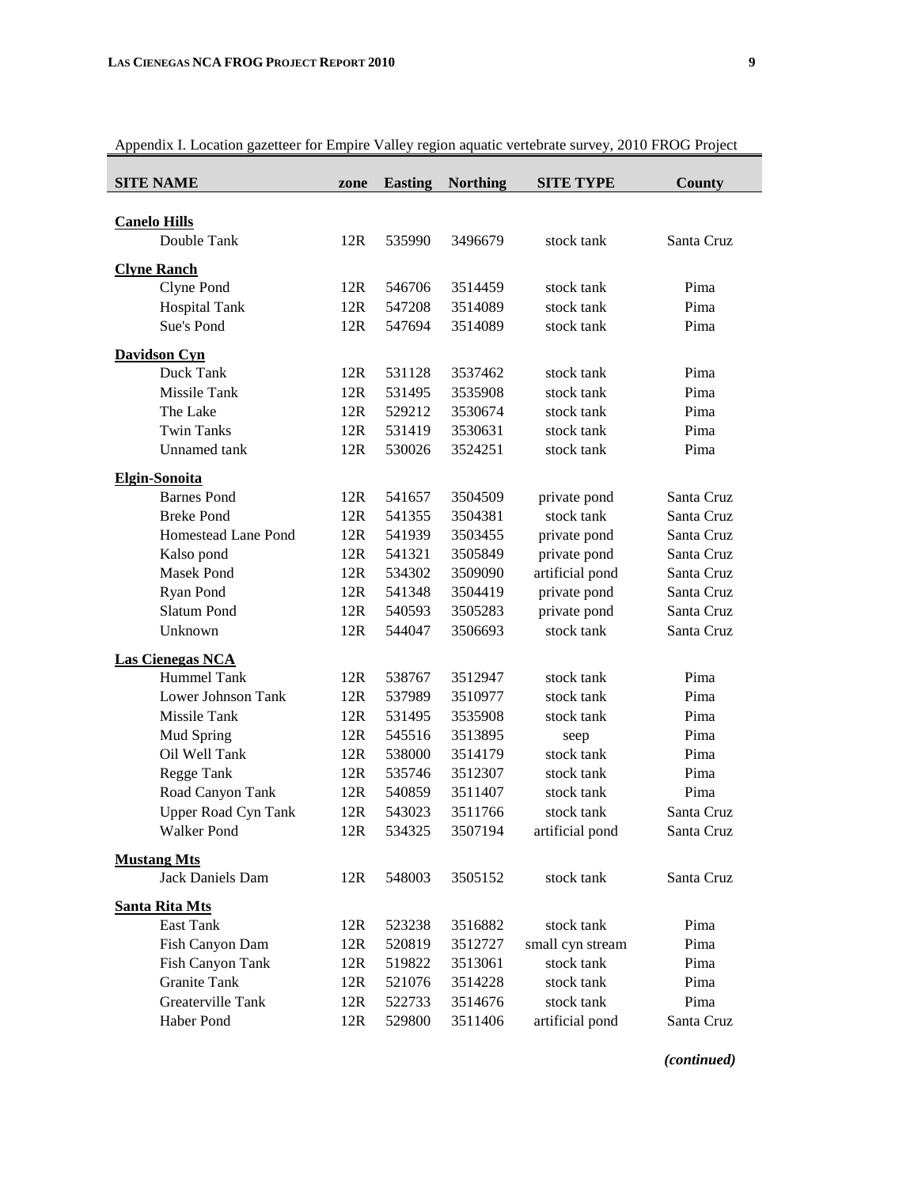Appendix I. Location gazetteer for Empire Valley region aquatic vertebrate survey, 2010 FROG Project

| SITE NAME | zone | Easting | Northing | SITE TYPE | County |
|---|---|---|---|---|---|
| **Canelo Hills** | | | | | |
| Double Tank | 12R | 535990 | 3496679 | stock tank | Santa Cruz |
| **Clyne Ranch** | | | | | |
| Clyne Pond | 12R | 546706 | 3514459 | stock tank | Pima |
| Hospital Tank | 12R | 547208 | 3514089 | stock tank | Pima |
| Sue's Pond | 12R | 547694 | 3514089 | stock tank | Pima |
| **Davidson Cyn** | | | | | |
| Duck Tank | 12R | 531128 | 3537462 | stock tank | Pima |
| Missile Tank | 12R | 531495 | 3535908 | stock tank | Pima |
| The Lake | 12R | 529212 | 3530674 | stock tank | Pima |
| Twin Tanks | 12R | 531419 | 3530631 | stock tank | Pima |
| Unnamed tank | 12R | 530026 | 3524251 | stock tank | Pima |
| **Elgin-Sonoita** | | | | | |
| Barnes Pond | 12R | 541657 | 3504509 | private pond | Santa Cruz |
| Breke Pond | 12R | 541355 | 3504381 | stock tank | Santa Cruz |
| Homestead Lane Pond | 12R | 541939 | 3503455 | private pond | Santa Cruz |
| Kalso pond | 12R | 541321 | 3505849 | private pond | Santa Cruz |
| Masek Pond | 12R | 534302 | 3509090 | artificial pond | Santa Cruz |
| Ryan Pond | 12R | 541348 | 3504419 | private pond | Santa Cruz |
| Slatum Pond | 12R | 540593 | 3505283 | private pond | Santa Cruz |
| Unknown | 12R | 544047 | 3506693 | stock tank | Santa Cruz |
| **Las Cienegas NCA** | | | | | |
| Hummel Tank | 12R | 538767 | 3512947 | stock tank | Pima |
| Lower Johnson Tank | 12R | 537989 | 3510977 | stock tank | Pima |
| Missile Tank | 12R | 531495 | 3535908 | stock tank | Pima |
| Mud Spring | 12R | 545516 | 3513895 | seep | Pima |
| Oil Well Tank | 12R | 538000 | 3514179 | stock tank | Pima |
| Regge Tank | 12R | 535746 | 3512307 | stock tank | Pima |
| Road Canyon Tank | 12R | 540859 | 3511407 | stock tank | Pima |
| Upper Road Cyn Tank | 12R | 543023 | 3511766 | stock tank | Santa Cruz |
| Walker Pond | 12R | 534325 | 3507194 | artificial pond | Santa Cruz |
| **Mustang Mts** | | | | | |
| Jack Daniels Dam | 12R | 548003 | 3505152 | stock tank | Santa Cruz |
| **Santa Rita Mts** | | | | | |
| East Tank | 12R | 523238 | 3516882 | stock tank | Pima |
| Fish Canyon Dam | 12R | 520819 | 3512727 | small cyn stream | Pima |
| Fish Canyon Tank | 12R | 519822 | 3513061 | stock tank | Pima |
| Granite Tank | 12R | 521076 | 3514228 | stock tank | Pima |
| Greaterville Tank | 12R | 522733 | 3514676 | stock tank | Pima |
| Haber Pond | 12R | 529800 | 3511406 | artificial pond | Santa Cruz |

*(continued)*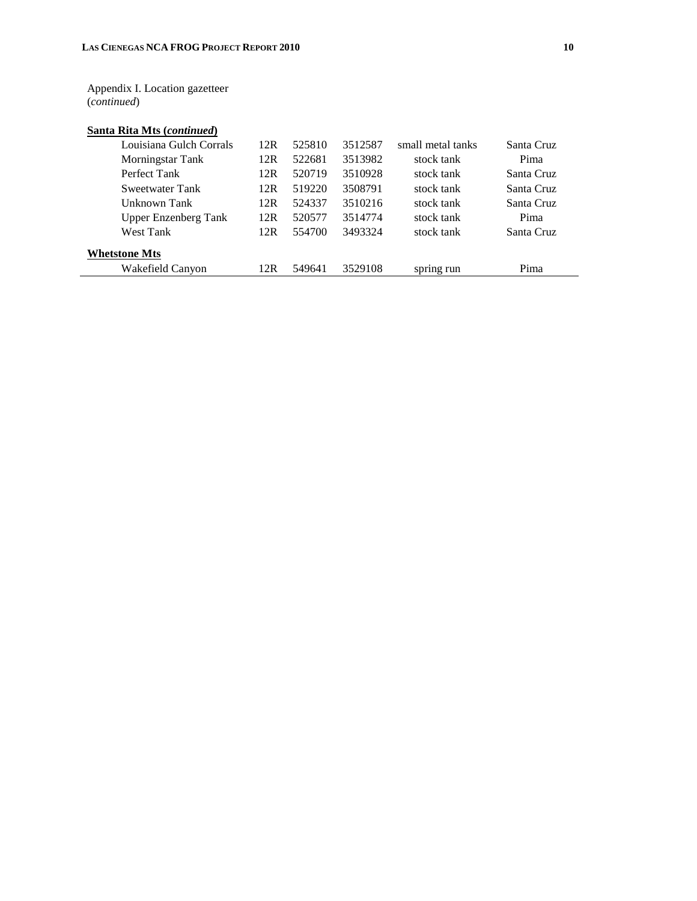Appendix I. Location gazetteer
(*continued*)

| | | | | | |
|---|---|---|---|---|---|
| **Santa Rita Mts (*continued*)** | | | | | |
| Louisiana Gulch Corrals | 12R | 525810 | 3512587 | small metal tanks | Santa Cruz |
| Morningstar Tank | 12R | 522681 | 3513982 | stock tank | Pima |
| Perfect Tank | 12R | 520719 | 3510928 | stock tank | Santa Cruz |
| Sweetwater Tank | 12R | 519220 | 3508791 | stock tank | Santa Cruz |
| Unknown Tank | 12R | 524337 | 3510216 | stock tank | Santa Cruz |
| Upper Enzenberg Tank | 12R | 520577 | 3514774 | stock tank | Pima |
| West Tank | 12R | 554700 | 3493324 | stock tank | Santa Cruz |
| **Whetstone Mts** | | | | | |
| Wakefield Canyon | 12R | 549641 | 3529108 | spring run | Pima |